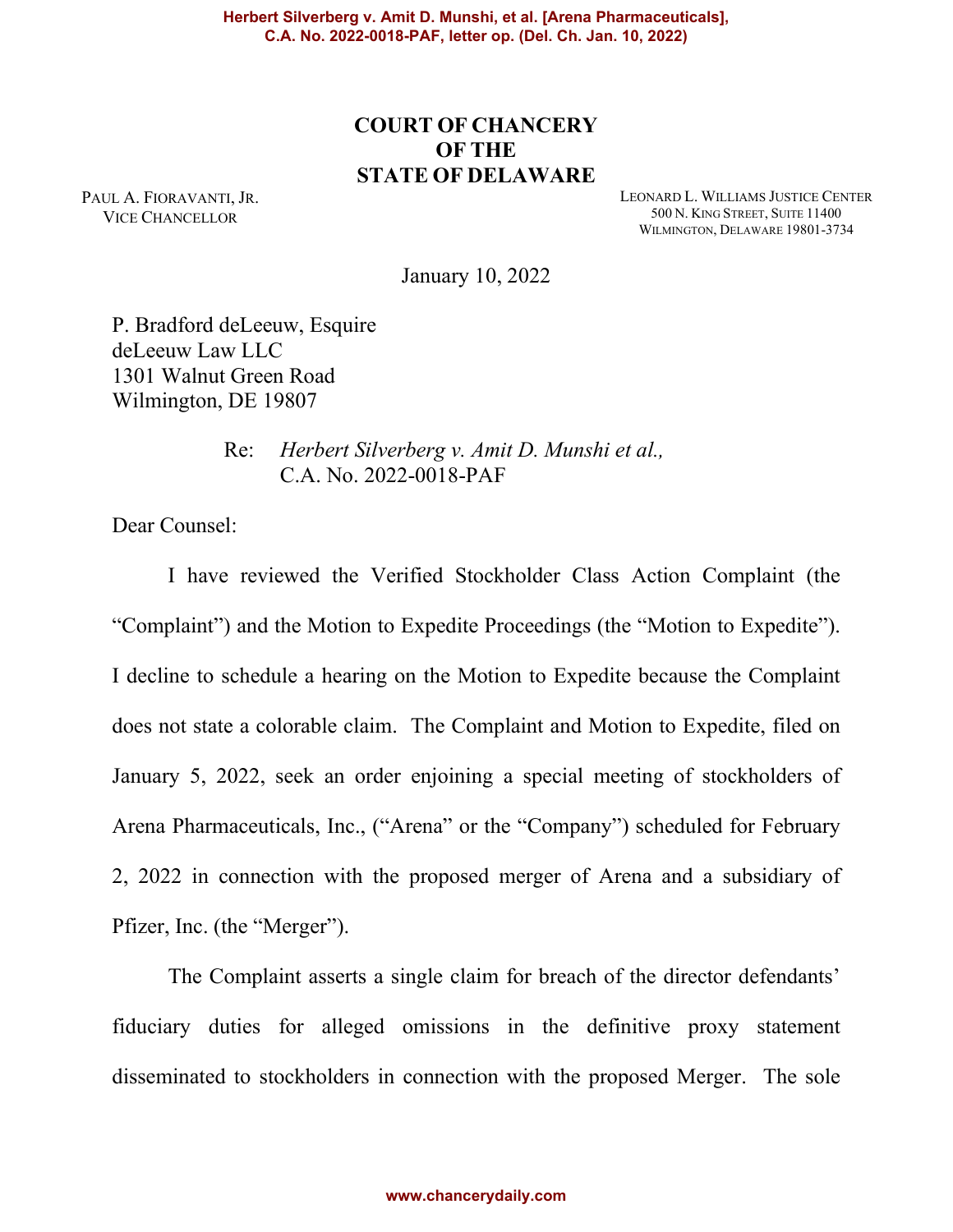# COURT OF CHANCERY
# OF THE
# STATE OF DELAWARE

PAUL A. FIORAVANTI, JR.
VICE CHANCELLOR

LEONARD L. WILLIAMS JUSTICE CENTER
500 N. KING STREET, SUITE 11400
WILMINGTON, DELAWARE 19801-3734

January 10, 2022

P. Bradford deLeeuw, Esquire
deLeeuw Law LLC
1301 Walnut Green Road
Wilmington, DE 19807

Re: *Herbert Silverberg v. Amit D. Munshi et al.,*
C.A. No. 2022-0018-PAF

Dear Counsel:

I have reviewed the Verified Stockholder Class Action Complaint (the "Complaint") and the Motion to Expedite Proceedings (the "Motion to Expedite"). I decline to schedule a hearing on the Motion to Expedite because the Complaint does not state a colorable claim. The Complaint and Motion to Expedite, filed on January 5, 2022, seek an order enjoining a special meeting of stockholders of Arena Pharmaceuticals, Inc., ("Arena" or the "Company") scheduled for February 2, 2022 in connection with the proposed merger of Arena and a subsidiary of Pfizer, Inc. (the "Merger").

The Complaint asserts a single claim for breach of the director defendants' fiduciary duties for alleged omissions in the definitive proxy statement disseminated to stockholders in connection with the proposed Merger. The sole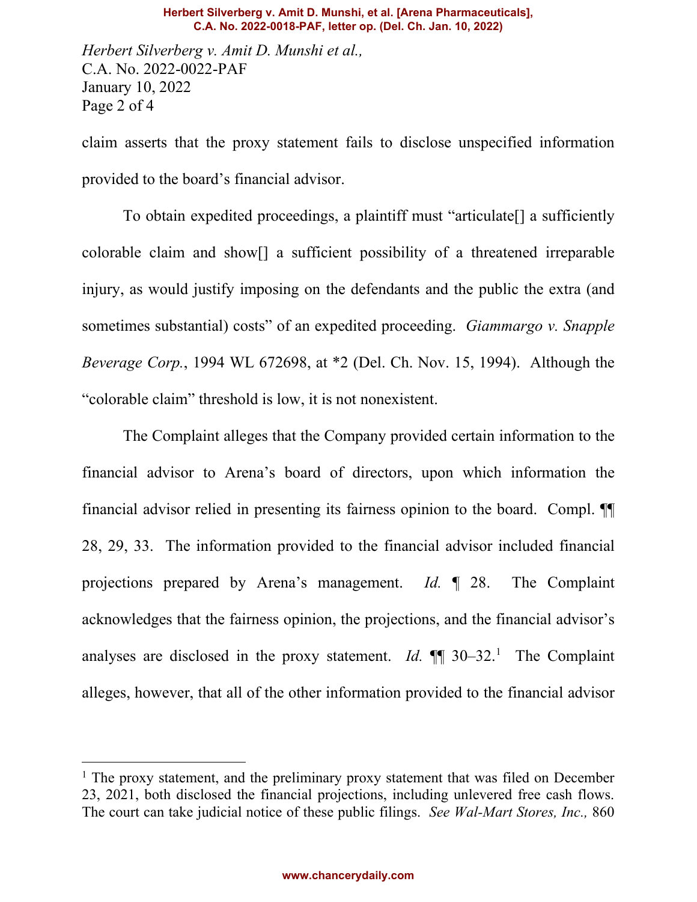claim asserts that the proxy statement fails to disclose unspecified information provided to the board's financial advisor.

To obtain expedited proceedings, a plaintiff must "articulate[] a sufficiently colorable claim and show[] a sufficient possibility of a threatened irreparable injury, as would justify imposing on the defendants and the public the extra (and sometimes substantial) costs" of an expedited proceeding. *Giammargo v. Snapple Beverage Corp.*, 1994 WL 672698, at *2 (Del. Ch. Nov. 15, 1994). Although the "colorable claim" threshold is low, it is not nonexistent.

The Complaint alleges that the Company provided certain information to the financial advisor to Arena's board of directors, upon which information the financial advisor relied in presenting its fairness opinion to the board. Compl. ¶¶ 28, 29, 33. The information provided to the financial advisor included financial projections prepared by Arena's management. *Id.* ¶ 28. The Complaint acknowledges that the fairness opinion, the projections, and the financial advisor's analyses are disclosed in the proxy statement. *Id.* ¶¶ 30–32.[1] The Complaint alleges, however, that all of the other information provided to the financial advisor

[1] The proxy statement, and the preliminary proxy statement that was filed on December 23, 2021, both disclosed the financial projections, including unlevered free cash flows. The court can take judicial notice of these public filings. *See Wal-Mart Stores, Inc.,* 860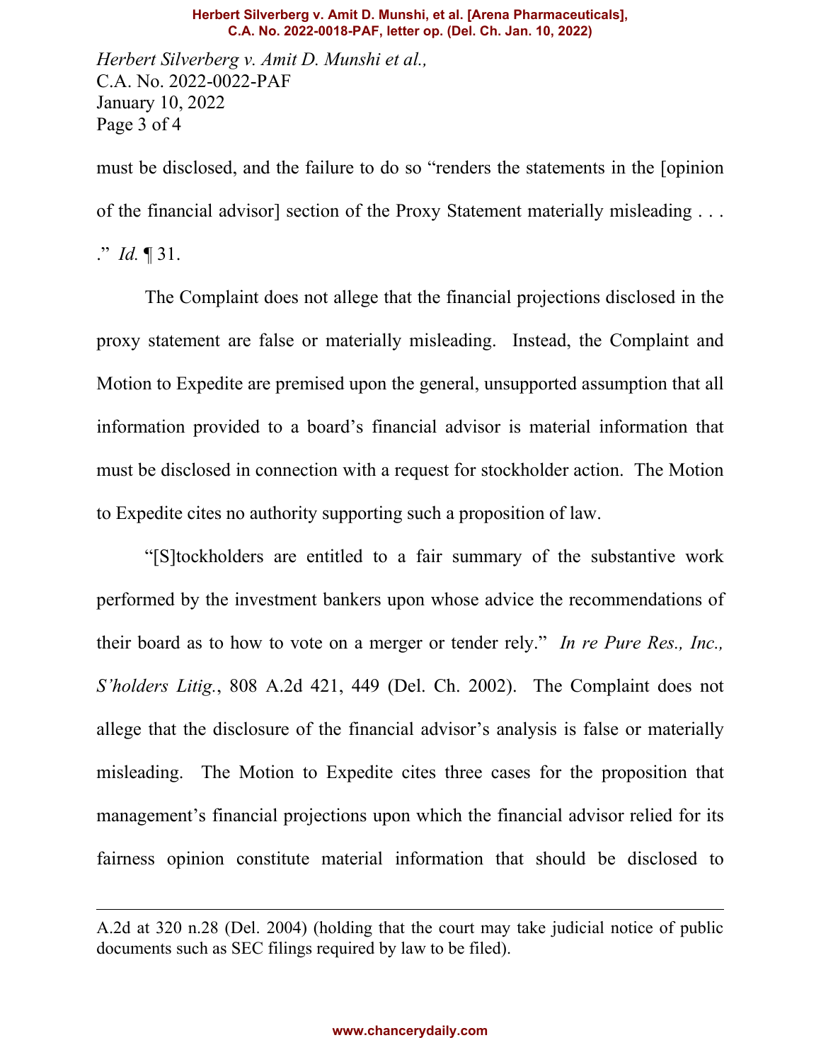must be disclosed, and the failure to do so "renders the statements in the [opinion of the financial advisor] section of the Proxy Statement materially misleading . . . ." *Id.* ¶ 31.

The Complaint does not allege that the financial projections disclosed in the proxy statement are false or materially misleading. Instead, the Complaint and Motion to Expedite are premised upon the general, unsupported assumption that all information provided to a board's financial advisor is material information that must be disclosed in connection with a request for stockholder action. The Motion to Expedite cites no authority supporting such a proposition of law.

"[S]tockholders are entitled to a fair summary of the substantive work performed by the investment bankers upon whose advice the recommendations of their board as to how to vote on a merger or tender rely." *In re Pure Res., Inc., S'holders Litig.*, 808 A.2d 421, 449 (Del. Ch. 2002). The Complaint does not allege that the disclosure of the financial advisor's analysis is false or materially misleading. The Motion to Expedite cites three cases for the proposition that management's financial projections upon which the financial advisor relied for its fairness opinion constitute material information that should be disclosed to

---

A.2d at 320 n.28 (Del. 2004) (holding that the court may take judicial notice of public documents such as SEC filings required by law to be filed).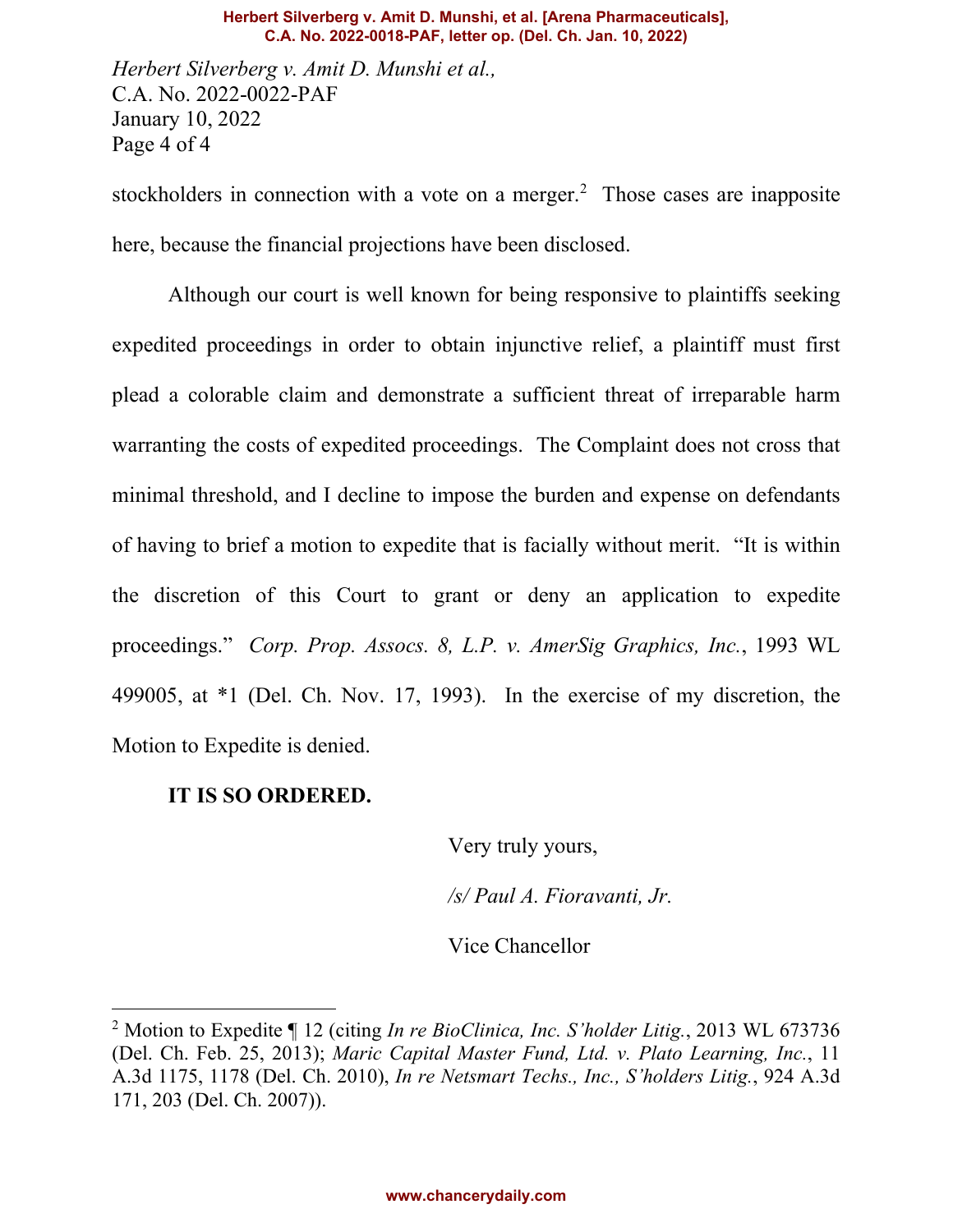stockholders in connection with a vote on a merger.[2] Those cases are inapposite here, because the financial projections have been disclosed.

Although our court is well known for being responsive to plaintiffs seeking expedited proceedings in order to obtain injunctive relief, a plaintiff must first plead a colorable claim and demonstrate a sufficient threat of irreparable harm warranting the costs of expedited proceedings. The Complaint does not cross that minimal threshold, and I decline to impose the burden and expense on defendants of having to brief a motion to expedite that is facially without merit. "It is within the discretion of this Court to grant or deny an application to expedite proceedings." *Corp. Prop. Assocs. 8, L.P. v. AmerSig Graphics, Inc.*, 1993 WL 499005, at *1 (Del. Ch. Nov. 17, 1993). In the exercise of my discretion, the Motion to Expedite is denied.

**IT IS SO ORDERED.**

Very truly yours,

*/s/ Paul A. Fioravanti, Jr.*

Vice Chancellor

---

[2] Motion to Expedite ¶ 12 (citing *In re BioClinica, Inc. S'holder Litig.*, 2013 WL 673736 (Del. Ch. Feb. 25, 2013); *Maric Capital Master Fund, Ltd. v. Plato Learning, Inc.*, 11 A.3d 1175, 1178 (Del. Ch. 2010), *In re Netsmart Techs., Inc., S'holders Litig.*, 924 A.3d 171, 203 (Del. Ch. 2007)).